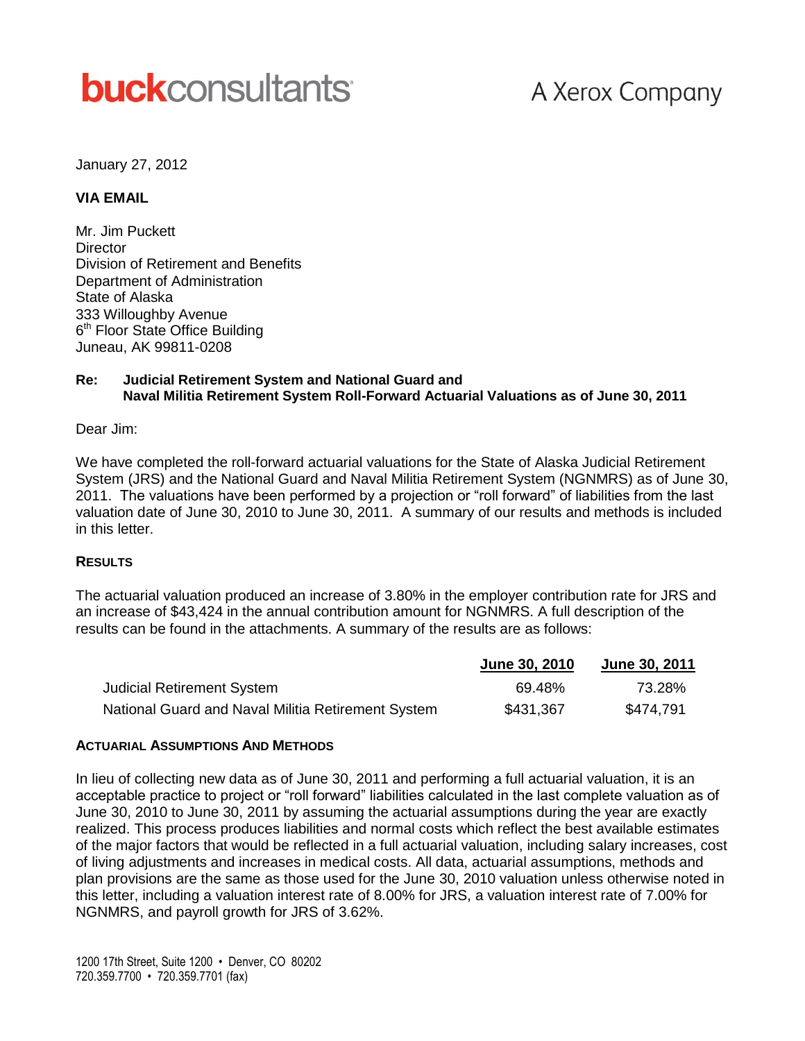**buckconsultants** A Xerox Company

January 27, 2012

**VIA EMAIL**

Mr. Jim Puckett
Director
Division of Retirement and Benefits
Department of Administration
State of Alaska
333 Willoughby Avenue
6th Floor State Office Building
Juneau, AK 99811-0208

**Re: Judicial Retirement System and National Guard and Naval Militia Retirement System Roll-Forward Actuarial Valuations as of June 30, 2011**

Dear Jim:

We have completed the roll-forward actuarial valuations for the State of Alaska Judicial Retirement System (JRS) and the National Guard and Naval Militia Retirement System (NGNMRS) as of June 30, 2011. The valuations have been performed by a projection or "roll forward" of liabilities from the last valuation date of June 30, 2010 to June 30, 2011. A summary of our results and methods is included in this letter.

**RESULTS**

The actuarial valuation produced an increase of 3.80% in the employer contribution rate for JRS and an increase of $43,424 in the annual contribution amount for NGNMRS. A full description of the results can be found in the attachments. A summary of the results are as follows:

| | June 30, 2010 | June 30, 2011 |
|---|---|---|
| Judicial Retirement System | 69.48% | 73.28% |
| National Guard and Naval Militia Retirement System | $431,367 | $474,791 |

**ACTUARIAL ASSUMPTIONS AND METHODS**

In lieu of collecting new data as of June 30, 2011 and performing a full actuarial valuation, it is an acceptable practice to project or "roll forward" liabilities calculated in the last complete valuation as of June 30, 2010 to June 30, 2011 by assuming the actuarial assumptions during the year are exactly realized. This process produces liabilities and normal costs which reflect the best available estimates of the major factors that would be reflected in a full actuarial valuation, including salary increases, cost of living adjustments and increases in medical costs. All data, actuarial assumptions, methods and plan provisions are the same as those used for the June 30, 2010 valuation unless otherwise noted in this letter, including a valuation interest rate of 8.00% for JRS, a valuation interest rate of 7.00% for NGNMRS, and payroll growth for JRS of 3.62%.

1200 17th Street, Suite 1200 • Denver, CO 80202
720.359.7700 • 720.359.7701 (fax)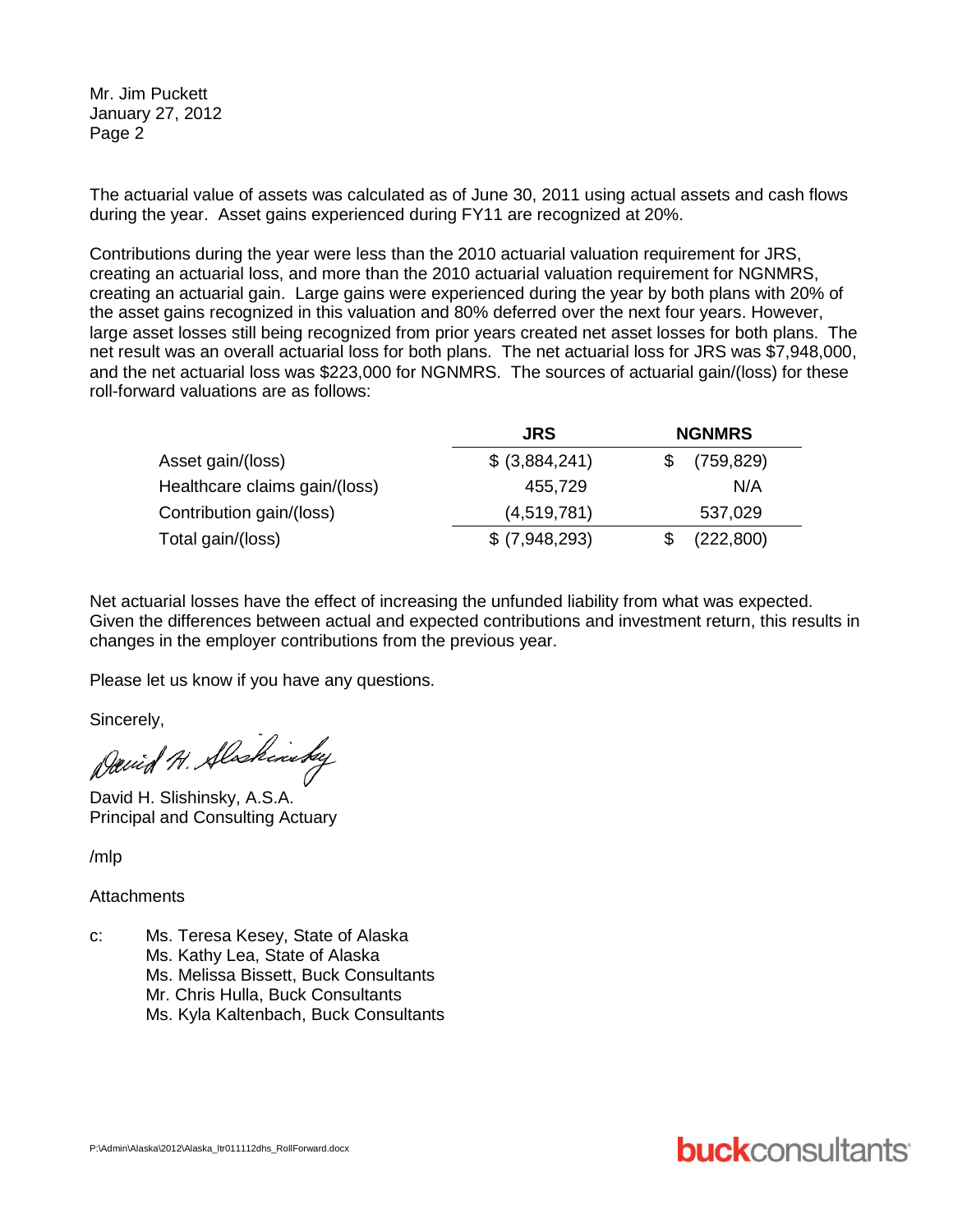Mr. Jim Puckett
January 27, 2012
Page 2

The actuarial value of assets was calculated as of June 30, 2011 using actual assets and cash flows during the year. Asset gains experienced during FY11 are recognized at 20%.

Contributions during the year were less than the 2010 actuarial valuation requirement for JRS, creating an actuarial loss, and more than the 2010 actuarial valuation requirement for NGNMRS, creating an actuarial gain. Large gains were experienced during the year by both plans with 20% of the asset gains recognized in this valuation and 80% deferred over the next four years. However, large asset losses still being recognized from prior years created net asset losses for both plans. The net result was an overall actuarial loss for both plans. The net actuarial loss for JRS was $7,948,000, and the net actuarial loss was $223,000 for NGNMRS. The sources of actuarial gain/(loss) for these roll-forward valuations are as follows:

| | JRS | NGNMRS |
|---|---|---|
| Asset gain/(loss) | $ (3,884,241) | $ (759,829) |
| Healthcare claims gain/(loss) | 455,729 | N/A |
| Contribution gain/(loss) | (4,519,781) | 537,029 |
| Total gain/(loss) | $ (7,948,293) | $ (222,800) |

Net actuarial losses have the effect of increasing the unfunded liability from what was expected. Given the differences between actual and expected contributions and investment return, this results in changes in the employer contributions from the previous year.

Please let us know if you have any questions.

Sincerely,

David H. Slishinsky

David H. Slishinsky, A.S.A.
Principal and Consulting Actuary

/mlp

Attachments

c: Ms. Teresa Kesey, State of Alaska
Ms. Kathy Lea, State of Alaska
Ms. Melissa Bissett, Buck Consultants
Mr. Chris Hulla, Buck Consultants
Ms. Kyla Kaltenbach, Buck Consultants

P:\Admin\Alaska\2012\Alaska_ltr011112dhs_RollForward.docx

buckconsultants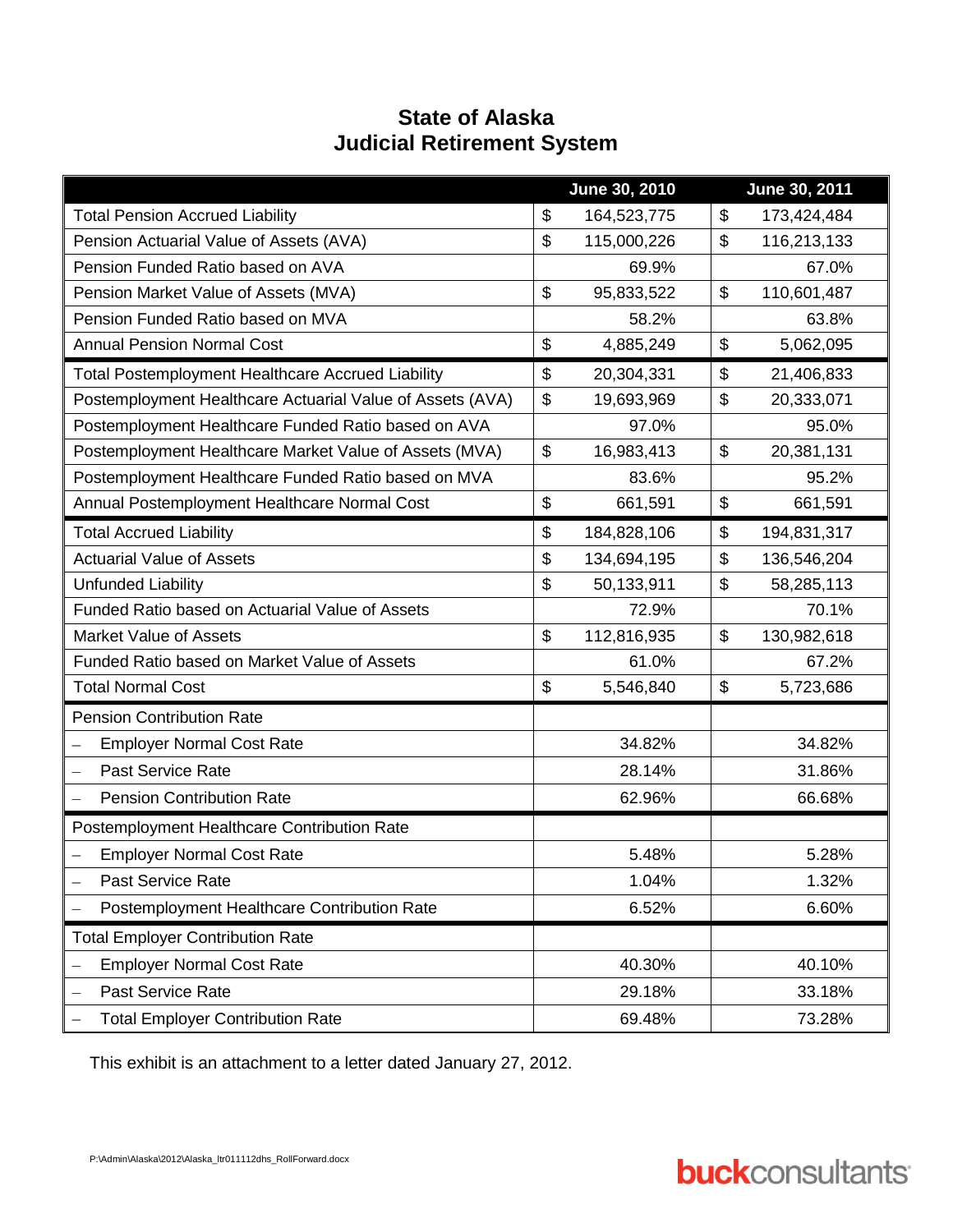# State of Alaska
# Judicial Retirement System

| | June 30, 2010 | June 30, 2011 |
|---|---|---|
| Total Pension Accrued Liability | $ 164,523,775 | $ 173,424,484 |
| Pension Actuarial Value of Assets (AVA) | $ 115,000,226 | $ 116,213,133 |
| Pension Funded Ratio based on AVA | 69.9% | 67.0% |
| Pension Market Value of Assets (MVA) | $ 95,833,522 | $ 110,601,487 |
| Pension Funded Ratio based on MVA | 58.2% | 63.8% |
| Annual Pension Normal Cost | $ 4,885,249 | $ 5,062,095 |
| Total Postemployment Healthcare Accrued Liability | $ 20,304,331 | $ 21,406,833 |
| Postemployment Healthcare Actuarial Value of Assets (AVA) | $ 19,693,969 | $ 20,333,071 |
| Postemployment Healthcare Funded Ratio based on AVA | 97.0% | 95.0% |
| Postemployment Healthcare Market Value of Assets (MVA) | $ 16,983,413 | $ 20,381,131 |
| Postemployment Healthcare Funded Ratio based on MVA | 83.6% | 95.2% |
| Annual Postemployment Healthcare Normal Cost | $ 661,591 | $ 661,591 |
| Total Accrued Liability | $ 184,828,106 | $ 194,831,317 |
| Actuarial Value of Assets | $ 134,694,195 | $ 136,546,204 |
| Unfunded Liability | $ 50,133,911 | $ 58,285,113 |
| Funded Ratio based on Actuarial Value of Assets | 72.9% | 70.1% |
| Market Value of Assets | $ 112,816,935 | $ 130,982,618 |
| Funded Ratio based on Market Value of Assets | 61.0% | 67.2% |
| Total Normal Cost | $ 5,546,840 | $ 5,723,686 |
| Pension Contribution Rate | | |
| – Employer Normal Cost Rate | 34.82% | 34.82% |
| – Past Service Rate | 28.14% | 31.86% |
| – Pension Contribution Rate | 62.96% | 66.68% |
| Postemployment Healthcare Contribution Rate | | |
| – Employer Normal Cost Rate | 5.48% | 5.28% |
| – Past Service Rate | 1.04% | 1.32% |
| – Postemployment Healthcare Contribution Rate | 6.52% | 6.60% |
| Total Employer Contribution Rate | | |
| – Employer Normal Cost Rate | 40.30% | 40.10% |
| – Past Service Rate | 29.18% | 33.18% |
| – Total Employer Contribution Rate | 69.48% | 73.28% |

This exhibit is an attachment to a letter dated January 27, 2012.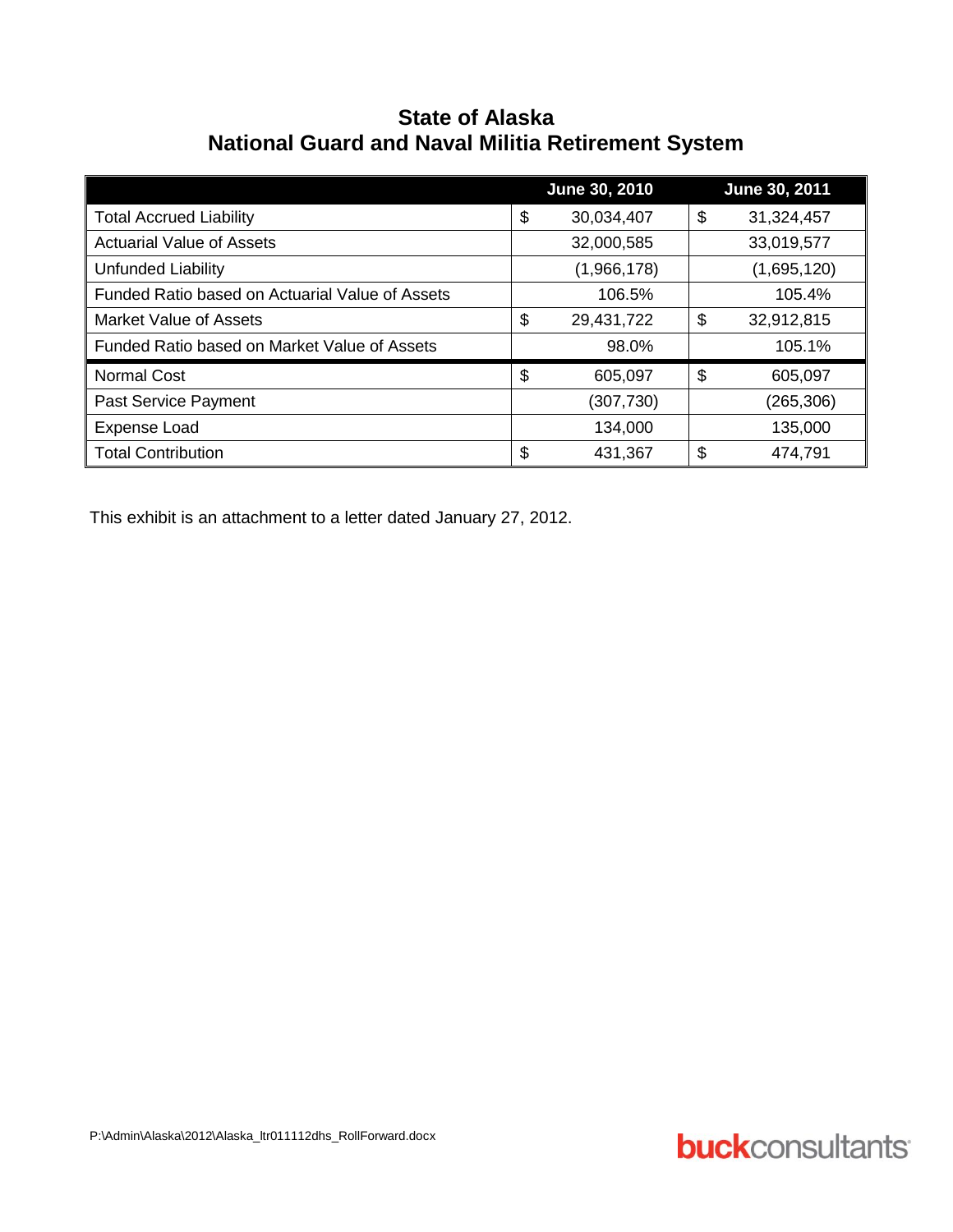# State of Alaska
## National Guard and Naval Militia Retirement System

| | June 30, 2010 | June 30, 2011 |
|---|---|---|
| Total Accrued Liability | $ 30,034,407 | $ 31,324,457 |
| Actuarial Value of Assets | 32,000,585 | 33,019,577 |
| Unfunded Liability | (1,966,178) | (1,695,120) |
| Funded Ratio based on Actuarial Value of Assets | 106.5% | 105.4% |
| Market Value of Assets | $ 29,431,722 | $ 32,912,815 |
| Funded Ratio based on Market Value of Assets | 98.0% | 105.1% |
| Normal Cost | $ 605,097 | $ 605,097 |
| Past Service Payment | (307,730) | (265,306) |
| Expense Load | 134,000 | 135,000 |
| Total Contribution | $ 431,367 | $ 474,791 |

This exhibit is an attachment to a letter dated January 27, 2012.

P:\Admin\Alaska\2012\Alaska_ltr011112dhs_RollForward.docx

buckconsultants